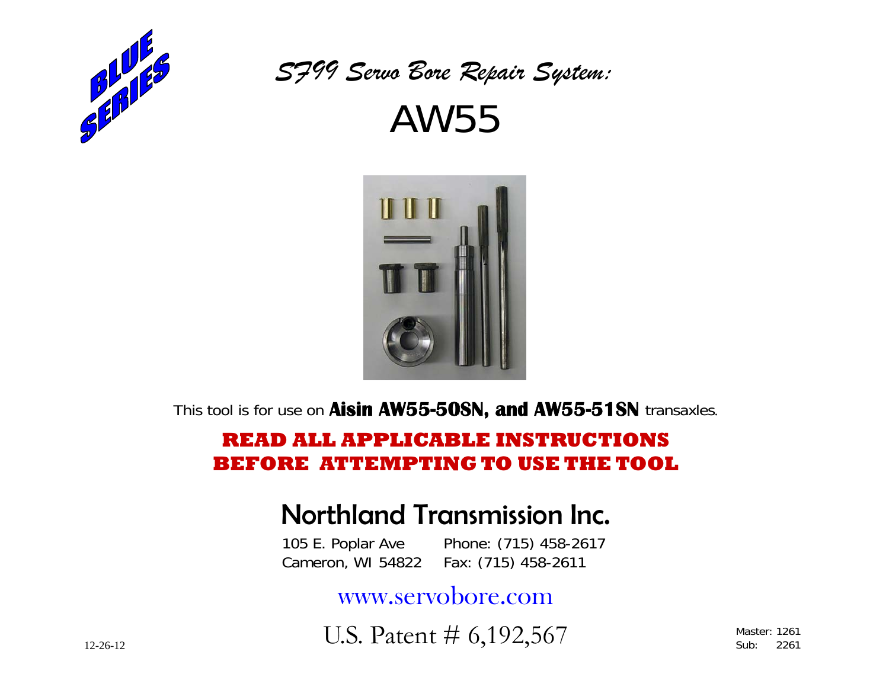BLUE SERIES

*SF99 Servo Bore Repair System:*

# AW55

This tool is for use on **Aisin AW55-50SN, and AW55-51SN** transaxles.

**READ ALL APPLICABLE INSTRUCTIONS BEFORE ATTEMPTING TO USE THE TOOL**

## Northland Transmission Inc.

105 E. Poplar Ave
Cameron, WI 54822

Phone: (715) 458-2617
Fax: (715) 458-2611

www.servobore.com

U.S. Patent # 6,192,567

12-26-12

Master: 1261
Sub: 2261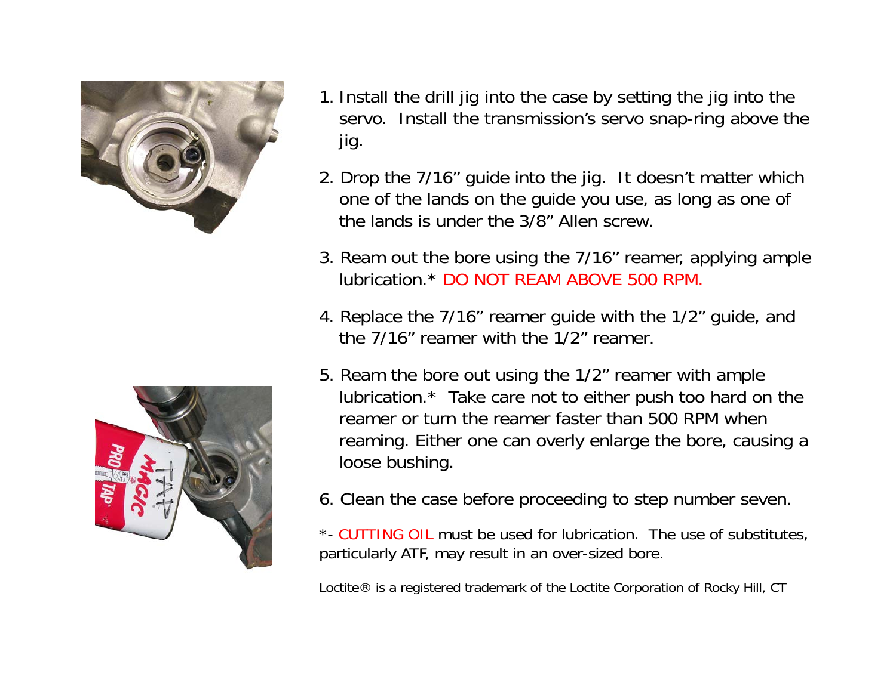1. Install the drill jig into the case by setting the jig into the servo. Install the transmission's servo snap-ring above the jig.

2. Drop the 7/16" guide into the jig. It doesn't matter which one of the lands on the guide you use, as long as one of the lands is under the 3/8" Allen screw.

3. Ream out the bore using the 7/16" reamer, applying ample lubrication.* DO NOT REAM ABOVE 500 RPM.

4. Replace the 7/16" reamer guide with the 1/2" guide, and the 7/16" reamer with the 1/2" reamer.

5. Ream the bore out using the 1/2" reamer with ample lubrication.* Take care not to either push too hard on the reamer or turn the reamer faster than 500 RPM when reaming. Either one can overly enlarge the bore, causing a loose bushing.

6. Clean the case before proceeding to step number seven.

*- CUTTING OIL must be used for lubrication. The use of substitutes, particularly ATF, may result in an over-sized bore.

Loctite® is a registered trademark of the Loctite Corporation of Rocky Hill, CT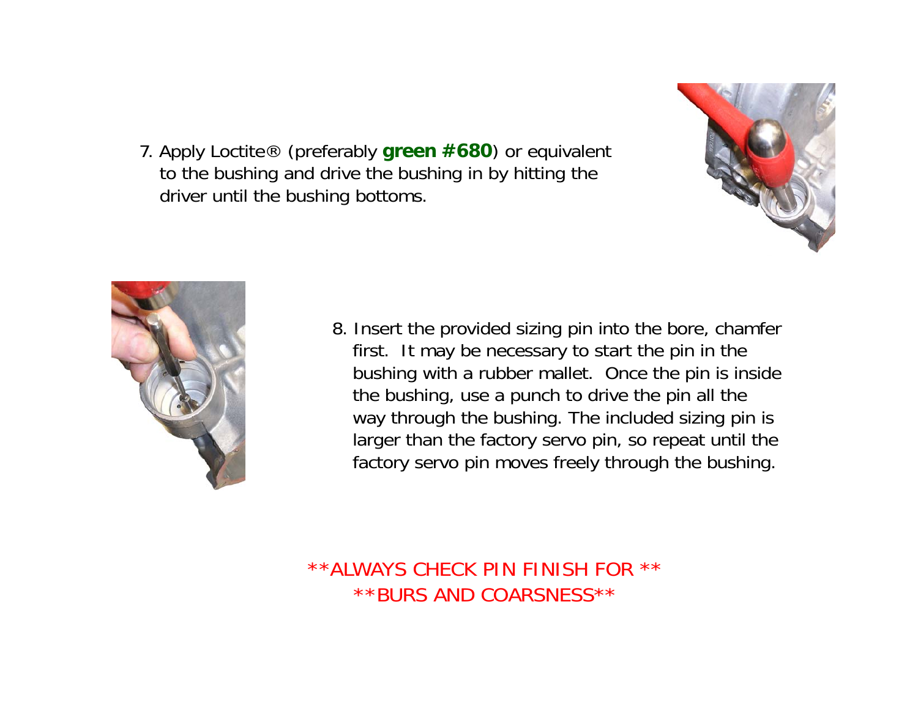7. Apply Loctite® (preferably **green #680**) or equivalent to the bushing and drive the bushing in by hitting the driver until the bushing bottoms.

8. Insert the provided sizing pin into the bore, chamfer first. It may be necessary to start the pin in the bushing with a rubber mallet. Once the pin is inside the bushing, use a punch to drive the pin all the way through the bushing. The included sizing pin is larger than the factory servo pin, so repeat until the factory servo pin moves freely through the bushing.

**ALWAYS CHECK PIN FINISH FOR **
**BURS AND COARSNESS**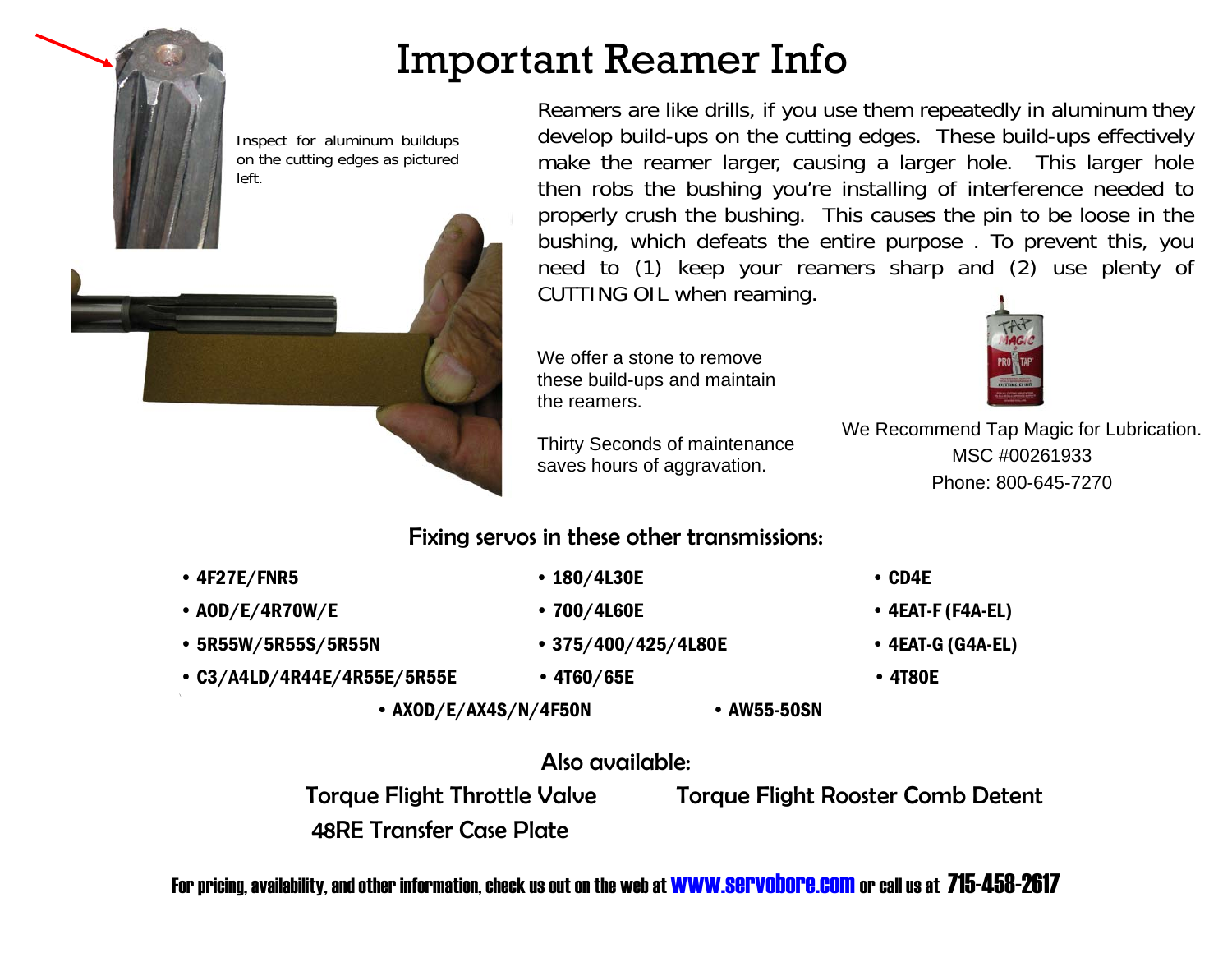# Important Reamer Info

Inspect for aluminum buildups on the cutting edges as pictured left.

Reamers are like drills, if you use them repeatedly in aluminum they develop build-ups on the cutting edges. These build-ups effectively make the reamer larger, causing a larger hole. This larger hole then robs the bushing you're installing of interference needed to properly crush the bushing. This causes the pin to be loose in the bushing, which defeats the entire purpose . To prevent this, you need to (1) keep your reamers sharp and (2) use plenty of CUTTING OIL when reaming.

We offer a stone to remove these build-ups and maintain the reamers.

Thirty Seconds of maintenance saves hours of aggravation.

We Recommend Tap Magic for Lubrication.
MSC #00261933
Phone: 800-645-7270

## Fixing servos in these other transmissions:

- 4F27E/FNR5
- AOD/E/4R70W/E
- 5R55W/5R55S/5R55N
- C3/A4LD/4R44E/4R55E/5R55E
- 180/4L30E
- 700/4L60E
- 375/400/425/4L80E
- 4T60/65E
- CD4E
- 4EAT-F (F4A-EL)
- 4EAT-G (G4A-EL)
- 4T80E
- AXOD/E/AX4S/N/4F50N
- AW55-50SN

## Also available:

Torque Flight Throttle Valve

Torque Flight Rooster Comb Detent

48RE Transfer Case Plate

**For pricing, availability, and other information, check us out on the web at www.servobore.com or call us at 715-458-2617**